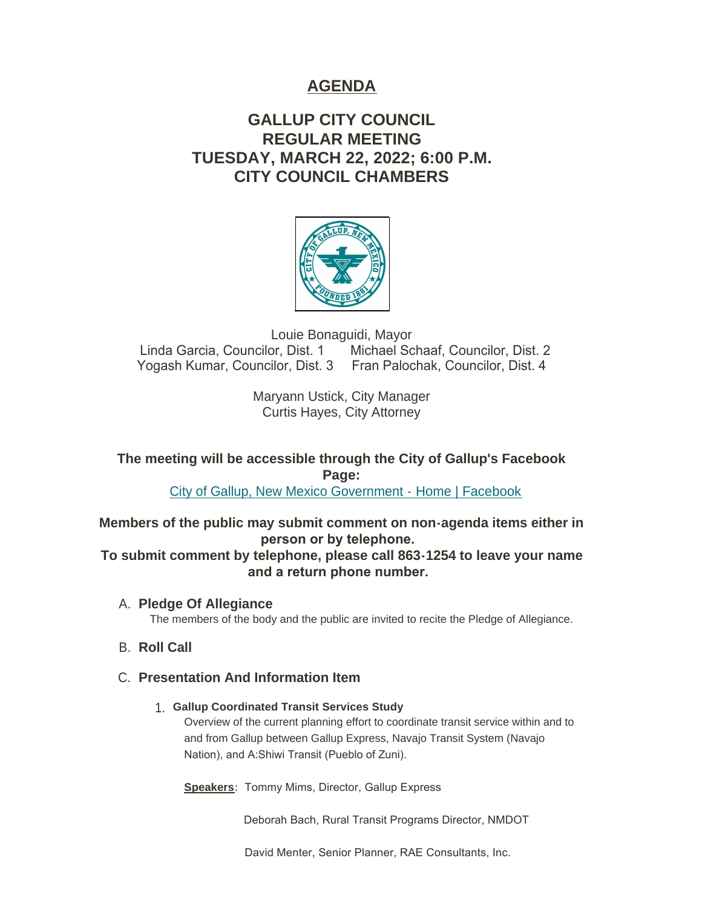# AGENDA

## GALLUP CITY COUNCIL
## REGULAR MEETING
## TUESDAY, MARCH 22, 2022; 6:00 P.M.
## CITY COUNCIL CHAMBERS

Louie Bonaguidi, Mayor
Linda Garcia, Councilor, Dist. 1 Michael Schaaf, Councilor, Dist. 2
Yogash Kumar, Councilor, Dist. 3 Fran Palochak, Councilor, Dist. 4

Maryann Ustick, City Manager
Curtis Hayes, City Attorney

**The meeting will be accessible through the City of Gallup's Facebook Page:**
City of Gallup, New Mexico Government - Home | Facebook

**Members of the public may submit comment on non-agenda items either in person or by telephone.**
**To submit comment by telephone, please call 863-1254 to leave your name and a return phone number.**

A. **Pledge Of Allegiance**
The members of the body and the public are invited to recite the Pledge of Allegiance.

B. **Roll Call**

C. **Presentation And Information Item**

1. **Gallup Coordinated Transit Services Study**
Overview of the current planning effort to coordinate transit service within and to and from Gallup between Gallup Express, Navajo Transit System (Navajo Nation), and A:Shiwi Transit (Pueblo of Zuni).

**Speakers**: Tommy Mims, Director, Gallup Express

Deborah Bach, Rural Transit Programs Director, NMDOT

David Menter, Senior Planner, RAE Consultants, Inc.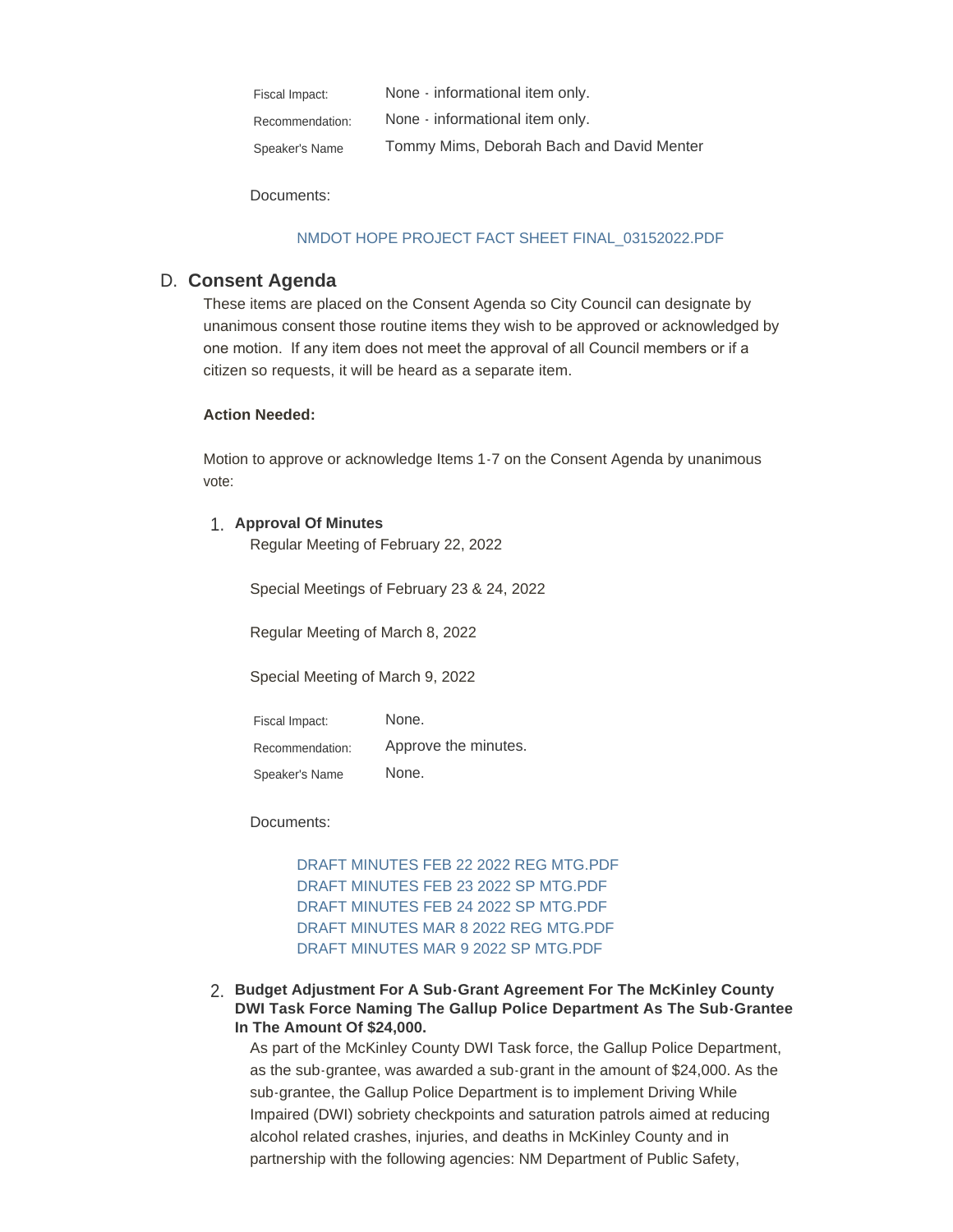| | |
|---|---|
| Fiscal Impact: | None - informational item only. |
| Recommendation: | None - informational item only. |
| Speaker's Name | Tommy Mims, Deborah Bach and David Menter |

Documents:

NMDOT HOPE PROJECT FACT SHEET FINAL_03152022.PDF

## D. Consent Agenda

These items are placed on the Consent Agenda so City Council can designate by unanimous consent those routine items they wish to be approved or acknowledged by one motion. If any item does not meet the approval of all Council members or if a citizen so requests, it will be heard as a separate item.

**Action Needed:**

Motion to approve or acknowledge Items 1-7 on the Consent Agenda by unanimous vote:

### 1. Approval Of Minutes

Regular Meeting of February 22, 2022

Special Meetings of February 23 & 24, 2022

Regular Meeting of March 8, 2022

Special Meeting of March 9, 2022

| | |
|---|---|
| Fiscal Impact: | None. |
| Recommendation: | Approve the minutes. |
| Speaker's Name | None. |

Documents:

DRAFT MINUTES FEB 22 2022 REG MTG.PDF
DRAFT MINUTES FEB 23 2022 SP MTG.PDF
DRAFT MINUTES FEB 24 2022 SP MTG.PDF
DRAFT MINUTES MAR 8 2022 REG MTG.PDF
DRAFT MINUTES MAR 9 2022 SP MTG.PDF

### 2. Budget Adjustment For A Sub-Grant Agreement For The McKinley County DWI Task Force Naming The Gallup Police Department As The Sub-Grantee In The Amount Of $24,000.

As part of the McKinley County DWI Task force, the Gallup Police Department, as the sub-grantee, was awarded a sub-grant in the amount of $24,000. As the sub-grantee, the Gallup Police Department is to implement Driving While Impaired (DWI) sobriety checkpoints and saturation patrols aimed at reducing alcohol related crashes, injuries, and deaths in McKinley County and in partnership with the following agencies: NM Department of Public Safety,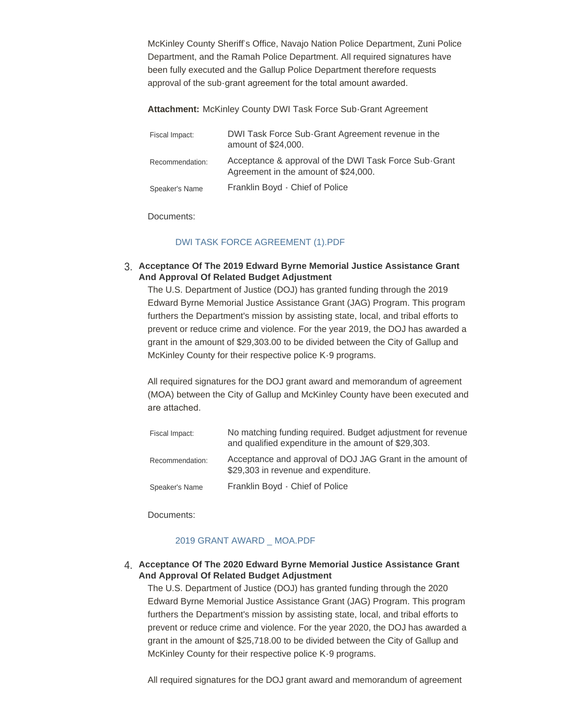McKinley County Sheriff's Office, Navajo Nation Police Department, Zuni Police Department, and the Ramah Police Department. All required signatures have been fully executed and the Gallup Police Department therefore requests approval of the sub-grant agreement for the total amount awarded.

**Attachment:** McKinley County DWI Task Force Sub-Grant Agreement

| | |
|---|---|
| Fiscal Impact: | DWI Task Force Sub-Grant Agreement revenue in the amount of $24,000. |
| Recommendation: | Acceptance & approval of the DWI Task Force Sub-Grant Agreement in the amount of $24,000. |
| Speaker's Name | Franklin Boyd - Chief of Police |

Documents:

DWI TASK FORCE AGREEMENT (1).PDF

3. **Acceptance Of The 2019 Edward Byrne Memorial Justice Assistance Grant And Approval Of Related Budget Adjustment**

The U.S. Department of Justice (DOJ) has granted funding through the 2019 Edward Byrne Memorial Justice Assistance Grant (JAG) Program. This program furthers the Department's mission by assisting state, local, and tribal efforts to prevent or reduce crime and violence. For the year 2019, the DOJ has awarded a grant in the amount of $29,303.00 to be divided between the City of Gallup and McKinley County for their respective police K-9 programs.

All required signatures for the DOJ grant award and memorandum of agreement (MOA) between the City of Gallup and McKinley County have been executed and are attached.

| | |
|---|---|
| Fiscal Impact: | No matching funding required. Budget adjustment for revenue and qualified expenditure in the amount of $29,303. |
| Recommendation: | Acceptance and approval of DOJ JAG Grant in the amount of $29,303 in revenue and expenditure. |
| Speaker's Name | Franklin Boyd - Chief of Police |

Documents:

2019 GRANT AWARD _ MOA.PDF

4. **Acceptance Of The 2020 Edward Byrne Memorial Justice Assistance Grant And Approval Of Related Budget Adjustment**

The U.S. Department of Justice (DOJ) has granted funding through the 2020 Edward Byrne Memorial Justice Assistance Grant (JAG) Program. This program furthers the Department's mission by assisting state, local, and tribal efforts to prevent or reduce crime and violence. For the year 2020, the DOJ has awarded a grant in the amount of $25,718.00 to be divided between the City of Gallup and McKinley County for their respective police K-9 programs.

All required signatures for the DOJ grant award and memorandum of agreement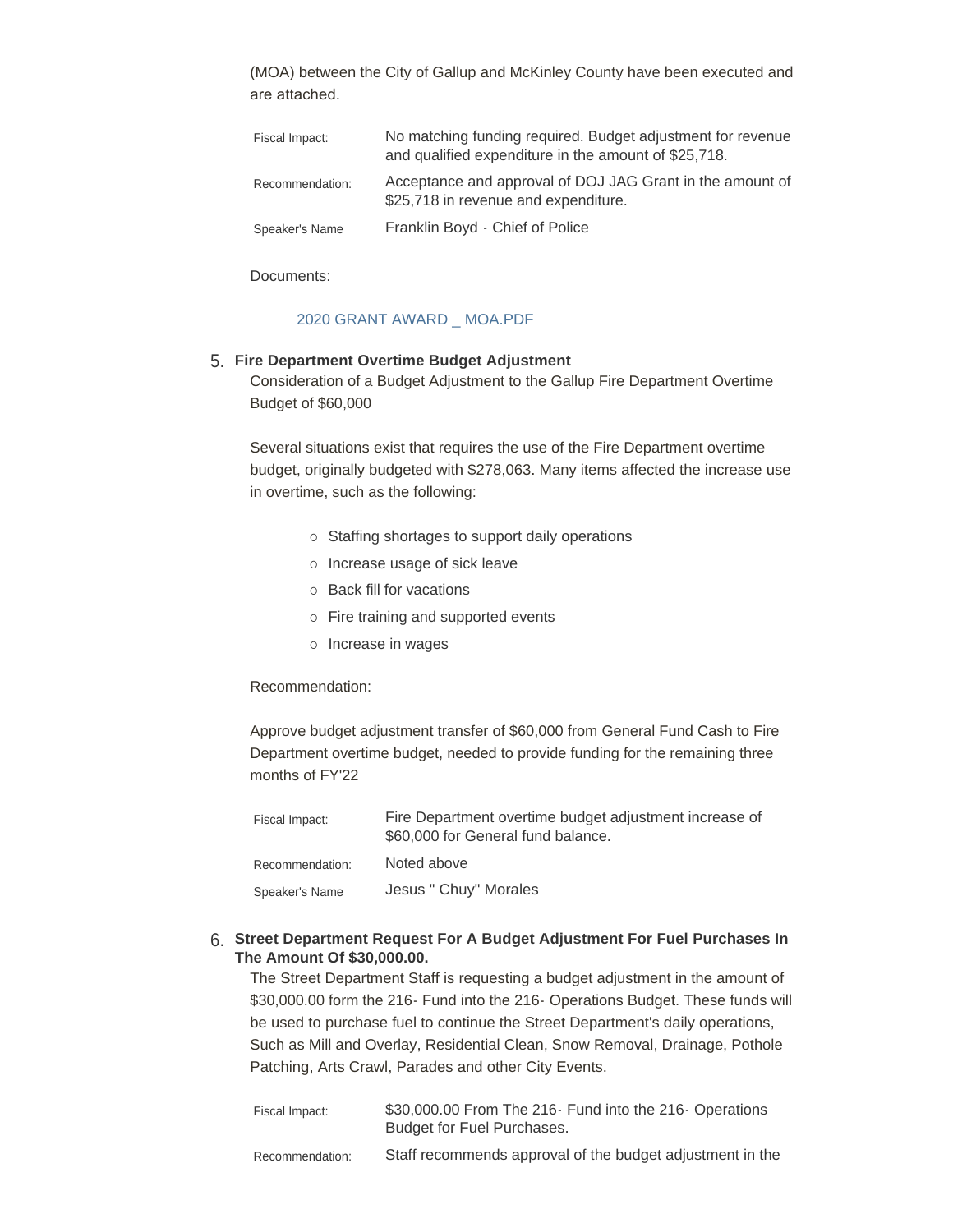(MOA) between the City of Gallup and McKinley County have been executed and are attached.

| | |
|---|---|
| Fiscal Impact: | No matching funding required. Budget adjustment for revenue and qualified expenditure in the amount of $25,718. |
| Recommendation: | Acceptance and approval of DOJ JAG Grant in the amount of $25,718 in revenue and expenditure. |
| Speaker's Name | Franklin Boyd - Chief of Police |

Documents:

2020 GRANT AWARD _ MOA.PDF

5. **Fire Department Overtime Budget Adjustment**

Consideration of a Budget Adjustment to the Gallup Fire Department Overtime Budget of $60,000

Several situations exist that requires the use of the Fire Department overtime budget, originally budgeted with $278,063. Many items affected the increase use in overtime, such as the following:

- Staffing shortages to support daily operations
- Increase usage of sick leave
- Back fill for vacations
- Fire training and supported events
- Increase in wages

Recommendation:

Approve budget adjustment transfer of $60,000 from General Fund Cash to Fire Department overtime budget, needed to provide funding for the remaining three months of FY'22

| | |
|---|---|
| Fiscal Impact: | Fire Department overtime budget adjustment increase of $60,000 for General fund balance. |
| Recommendation: | Noted above |
| Speaker's Name | Jesus " Chuy" Morales |

6. **Street Department Request For A Budget Adjustment For Fuel Purchases In The Amount Of $30,000.00.**

The Street Department Staff is requesting a budget adjustment in the amount of $30,000.00 form the 216- Fund into the 216- Operations Budget. These funds will be used to purchase fuel to continue the Street Department's daily operations, Such as Mill and Overlay, Residential Clean, Snow Removal, Drainage, Pothole Patching, Arts Crawl, Parades and other City Events.

| | |
|---|---|
| Fiscal Impact: | $30,000.00 From The 216- Fund into the 216- Operations Budget for Fuel Purchases. |
| Recommendation: | Staff recommends approval of the budget adjustment in the |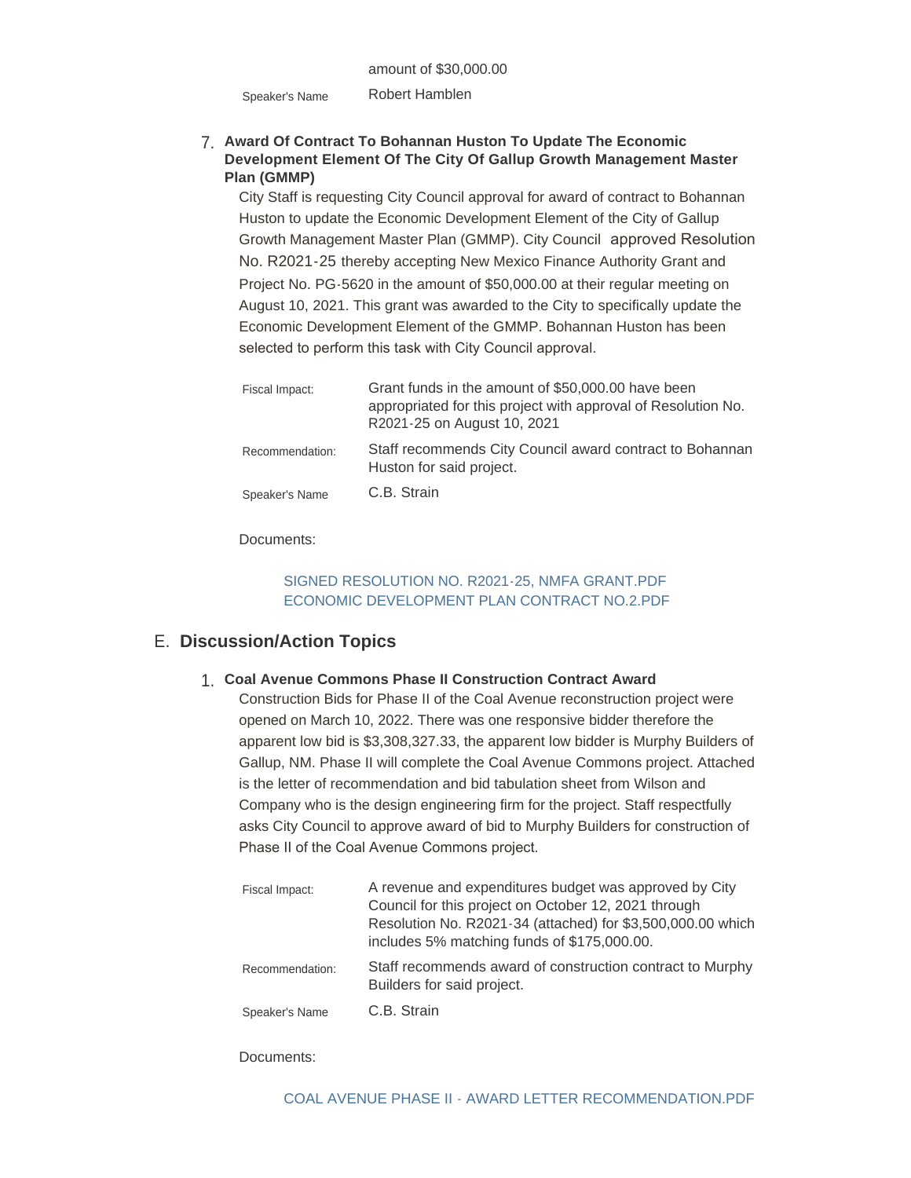| | |
|---|---|
| | amount of $30,000.00 |
| Speaker's Name | Robert Hamblen |

7. **Award Of Contract To Bohannan Huston To Update The Economic Development Element Of The City Of Gallup Growth Management Master Plan (GMMP)**

City Staff is requesting City Council approval for award of contract to Bohannan Huston to update the Economic Development Element of the City of Gallup Growth Management Master Plan (GMMP). City Council approved Resolution No. R2021-25 thereby accepting New Mexico Finance Authority Grant and Project No. PG-5620 in the amount of $50,000.00 at their regular meeting on August 10, 2021. This grant was awarded to the City to specifically update the Economic Development Element of the GMMP. Bohannan Huston has been selected to perform this task with City Council approval.

| | |
|---|---|
| Fiscal Impact: | Grant funds in the amount of $50,000.00 have been appropriated for this project with approval of Resolution No. R2021-25 on August 10, 2021 |
| Recommendation: | Staff recommends City Council award contract to Bohannan Huston for said project. |
| Speaker's Name | C.B. Strain |

Documents:

SIGNED RESOLUTION NO. R2021-25, NMFA GRANT.PDF
ECONOMIC DEVELOPMENT PLAN CONTRACT NO.2.PDF

## E. Discussion/Action Topics

1. **Coal Avenue Commons Phase II Construction Contract Award**

Construction Bids for Phase II of the Coal Avenue reconstruction project were opened on March 10, 2022. There was one responsive bidder therefore the apparent low bid is $3,308,327.33, the apparent low bidder is Murphy Builders of Gallup, NM. Phase II will complete the Coal Avenue Commons project. Attached is the letter of recommendation and bid tabulation sheet from Wilson and Company who is the design engineering firm for the project. Staff respectfully asks City Council to approve award of bid to Murphy Builders for construction of Phase II of the Coal Avenue Commons project.

| | |
|---|---|
| Fiscal Impact: | A revenue and expenditures budget was approved by City Council for this project on October 12, 2021 through Resolution No. R2021-34 (attached) for $3,500,000.00 which includes 5% matching funds of $175,000.00. |
| Recommendation: | Staff recommends award of construction contract to Murphy Builders for said project. |
| Speaker's Name | C.B. Strain |

Documents:

COAL AVENUE PHASE II - AWARD LETTER RECOMMENDATION.PDF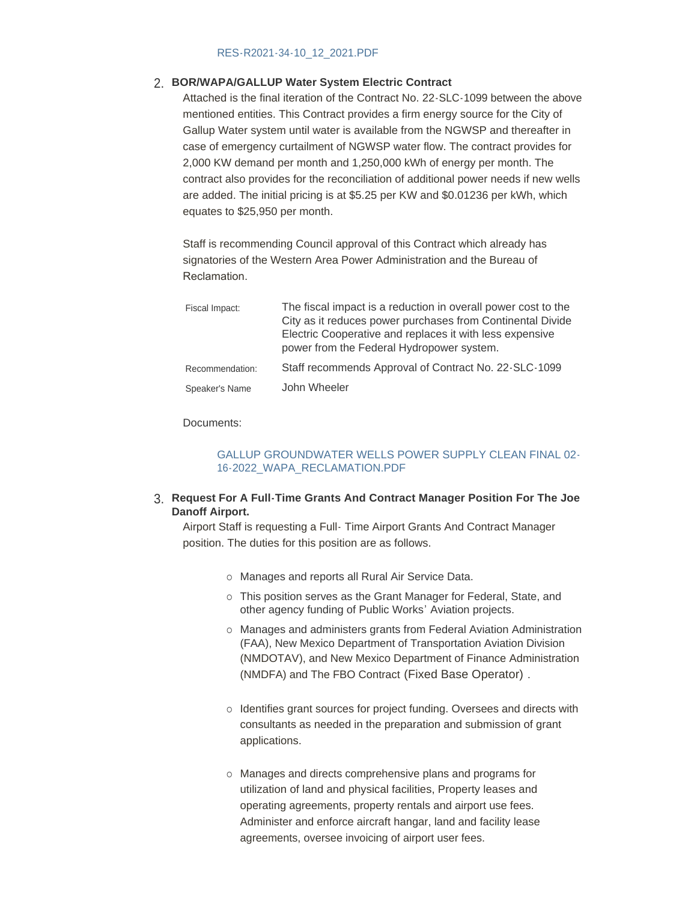RES-R2021-34-10_12_2021.PDF

2. **BOR/WAPA/GALLUP Water System Electric Contract**

   Attached is the final iteration of the Contract No. 22-SLC-1099 between the above mentioned entities. This Contract provides a firm energy source for the City of Gallup Water system until water is available from the NGWSP and thereafter in case of emergency curtailment of NGWSP water flow. The contract provides for 2,000 KW demand per month and 1,250,000 kWh of energy per month. The contract also provides for the reconciliation of additional power needs if new wells are added. The initial pricing is at $5.25 per KW and $0.01236 per kWh, which equates to $25,950 per month.

   Staff is recommending Council approval of this Contract which already has signatories of the Western Area Power Administration and the Bureau of Reclamation.

| | |
|---|---|
| Fiscal Impact: | The fiscal impact is a reduction in overall power cost to the City as it reduces power purchases from Continental Divide Electric Cooperative and replaces it with less expensive power from the Federal Hydropower system. |
| Recommendation: | Staff recommends Approval of Contract No. 22-SLC-1099 |
| Speaker's Name | John Wheeler |

   Documents:

   GALLUP GROUNDWATER WELLS POWER SUPPLY CLEAN FINAL 02-16-2022_WAPA_RECLAMATION.PDF

3. **Request For A Full-Time Grants And Contract Manager Position For The Joe Danoff Airport.**

   Airport Staff is requesting a Full- Time Airport Grants And Contract Manager position. The duties for this position are as follows.

   - Manages and reports all Rural Air Service Data.
   - This position serves as the Grant Manager for Federal, State, and other agency funding of Public Works' Aviation projects.
   - Manages and administers grants from Federal Aviation Administration (FAA), New Mexico Department of Transportation Aviation Division (NMDOTAV), and New Mexico Department of Finance Administration (NMDFA) and The FBO Contract (Fixed Base Operator) .
   - Identifies grant sources for project funding. Oversees and directs with consultants as needed in the preparation and submission of grant applications.
   - Manages and directs comprehensive plans and programs for utilization of land and physical facilities, Property leases and operating agreements, property rentals and airport use fees. Administer and enforce aircraft hangar, land and facility lease agreements, oversee invoicing of airport user fees.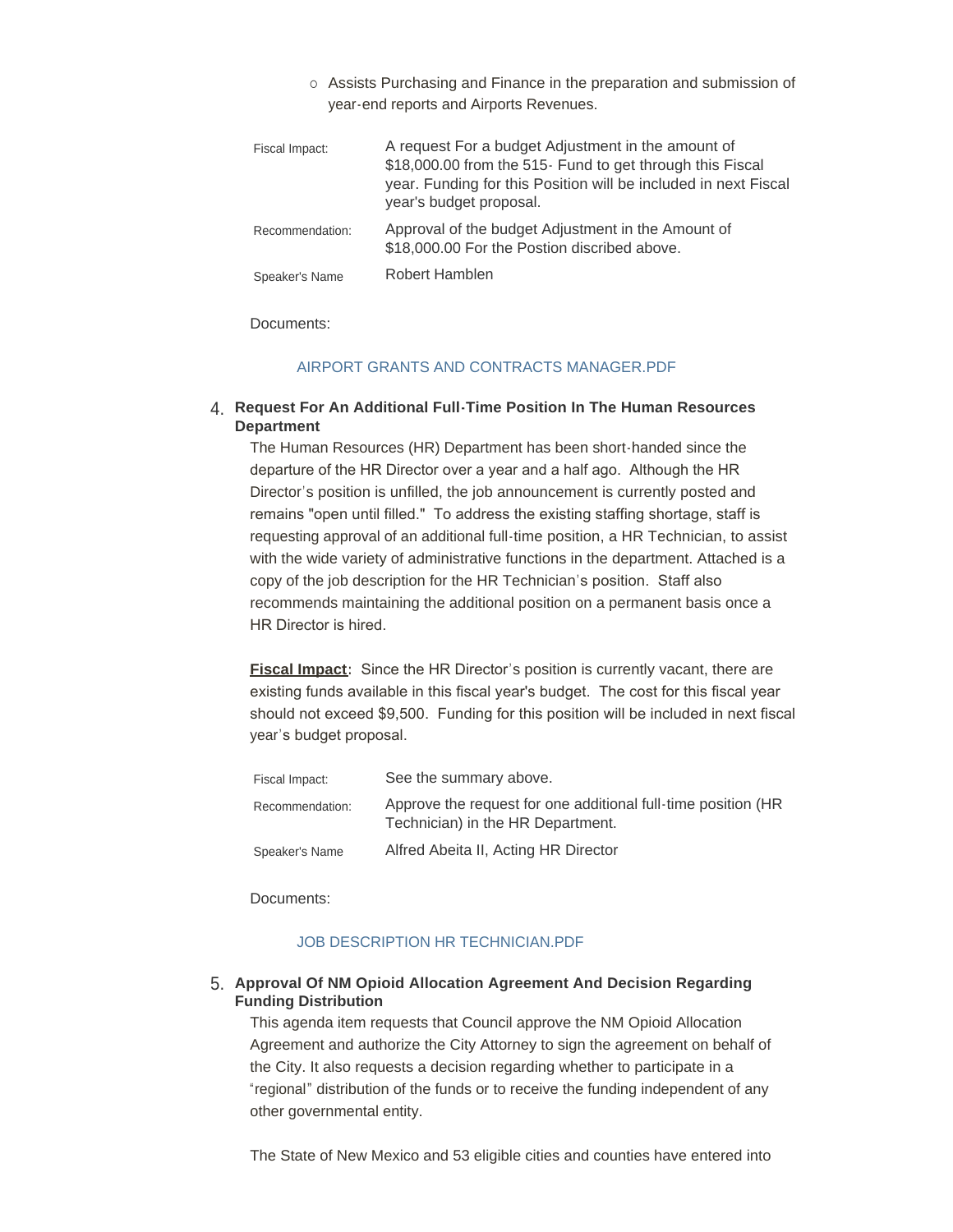- Assists Purchasing and Finance in the preparation and submission of year-end reports and Airports Revenues.

| | |
|---|---|
| Fiscal Impact: | A request For a budget Adjustment in the amount of $18,000.00 from the 515- Fund to get through this Fiscal year. Funding for this Position will be included in next Fiscal year's budget proposal. |
| Recommendation: | Approval of the budget Adjustment in the Amount of $18,000.00 For the Postion discribed above. |
| Speaker's Name | Robert Hamblen |

Documents:

AIRPORT GRANTS AND CONTRACTS MANAGER.PDF

4. **Request For An Additional Full-Time Position In The Human Resources Department**

The Human Resources (HR) Department has been short-handed since the departure of the HR Director over a year and a half ago. Although the HR Director's position is unfilled, the job announcement is currently posted and remains "open until filled." To address the existing staffing shortage, staff is requesting approval of an additional full-time position, a HR Technician, to assist with the wide variety of administrative functions in the department. Attached is a copy of the job description for the HR Technician's position. Staff also recommends maintaining the additional position on a permanent basis once a HR Director is hired.

**Fiscal Impact**: Since the HR Director's position is currently vacant, there are existing funds available in this fiscal year's budget. The cost for this fiscal year should not exceed $9,500. Funding for this position will be included in next fiscal year's budget proposal.

| | |
|---|---|
| Fiscal Impact: | See the summary above. |
| Recommendation: | Approve the request for one additional full-time position (HR Technician) in the HR Department. |
| Speaker's Name | Alfred Abeita II, Acting HR Director |

Documents:

JOB DESCRIPTION HR TECHNICIAN.PDF

5. **Approval Of NM Opioid Allocation Agreement And Decision Regarding Funding Distribution**

This agenda item requests that Council approve the NM Opioid Allocation Agreement and authorize the City Attorney to sign the agreement on behalf of the City. It also requests a decision regarding whether to participate in a "regional" distribution of the funds or to receive the funding independent of any other governmental entity.

The State of New Mexico and 53 eligible cities and counties have entered into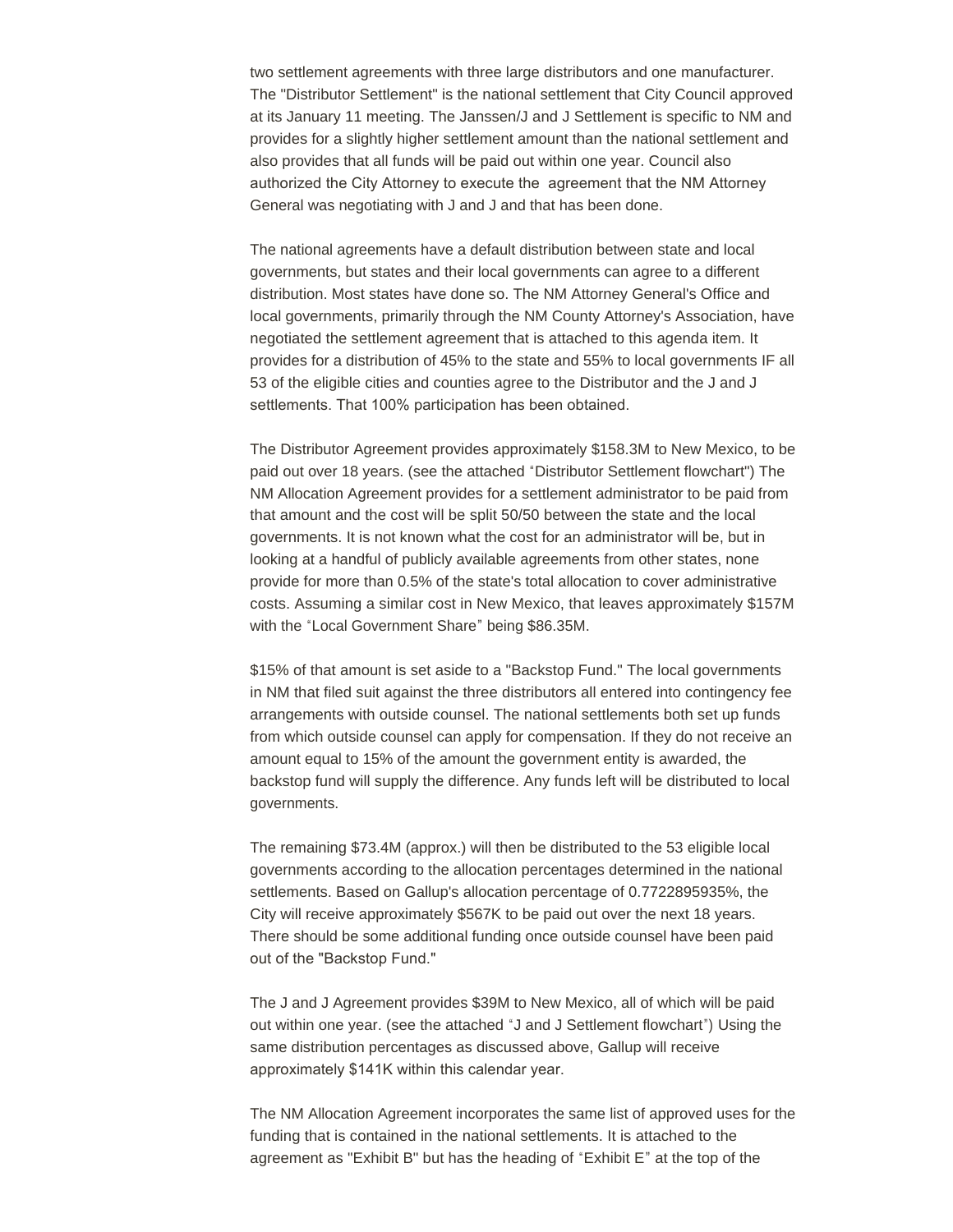two settlement agreements with three large distributors and one manufacturer. The "Distributor Settlement" is the national settlement that City Council approved at its January 11 meeting. The Janssen/J and J Settlement is specific to NM and provides for a slightly higher settlement amount than the national settlement and also provides that all funds will be paid out within one year. Council also authorized the City Attorney to execute the agreement that the NM Attorney General was negotiating with J and J and that has been done.

The national agreements have a default distribution between state and local governments, but states and their local governments can agree to a different distribution. Most states have done so. The NM Attorney General's Office and local governments, primarily through the NM County Attorney's Association, have negotiated the settlement agreement that is attached to this agenda item. It provides for a distribution of 45% to the state and 55% to local governments IF all 53 of the eligible cities and counties agree to the Distributor and the J and J settlements. That 100% participation has been obtained.

The Distributor Agreement provides approximately $158.3M to New Mexico, to be paid out over 18 years. (see the attached "Distributor Settlement flowchart") The NM Allocation Agreement provides for a settlement administrator to be paid from that amount and the cost will be split 50/50 between the state and the local governments. It is not known what the cost for an administrator will be, but in looking at a handful of publicly available agreements from other states, none provide for more than 0.5% of the state's total allocation to cover administrative costs. Assuming a similar cost in New Mexico, that leaves approximately $157M with the "Local Government Share" being $86.35M.

$15% of that amount is set aside to a "Backstop Fund." The local governments in NM that filed suit against the three distributors all entered into contingency fee arrangements with outside counsel. The national settlements both set up funds from which outside counsel can apply for compensation. If they do not receive an amount equal to 15% of the amount the government entity is awarded, the backstop fund will supply the difference. Any funds left will be distributed to local governments.

The remaining $73.4M (approx.) will then be distributed to the 53 eligible local governments according to the allocation percentages determined in the national settlements. Based on Gallup's allocation percentage of 0.7722895935%, the City will receive approximately $567K to be paid out over the next 18 years. There should be some additional funding once outside counsel have been paid out of the "Backstop Fund."

The J and J Agreement provides $39M to New Mexico, all of which will be paid out within one year. (see the attached "J and J Settlement flowchart") Using the same distribution percentages as discussed above, Gallup will receive approximately $141K within this calendar year.

The NM Allocation Agreement incorporates the same list of approved uses for the funding that is contained in the national settlements. It is attached to the agreement as "Exhibit B" but has the heading of "Exhibit E" at the top of the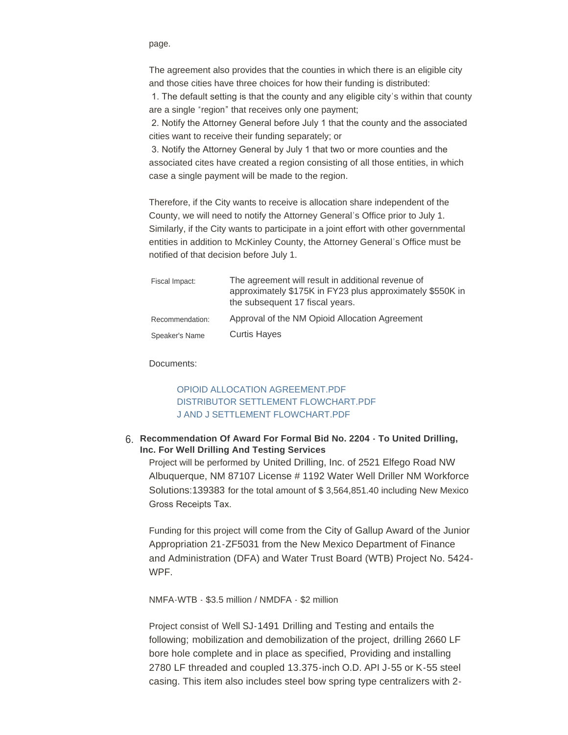page.

The agreement also provides that the counties in which there is an eligible city and those cities have three choices for how their funding is distributed:

1. The default setting is that the county and any eligible city's within that county are a single "region" that receives only one payment;
2. Notify the Attorney General before July 1 that the county and the associated cities want to receive their funding separately; or
3. Notify the Attorney General by July 1 that two or more counties and the associated cites have created a region consisting of all those entities, in which case a single payment will be made to the region.

Therefore, if the City wants to receive is allocation share independent of the County, we will need to notify the Attorney General's Office prior to July 1. Similarly, if the City wants to participate in a joint effort with other governmental entities in addition to McKinley County, the Attorney General's Office must be notified of that decision before July 1.

| | |
|---|---|
| Fiscal Impact: | The agreement will result in additional revenue of approximately $175K in FY23 plus approximately $550K in the subsequent 17 fiscal years. |
| Recommendation: | Approval of the NM Opioid Allocation Agreement |
| Speaker's Name | Curtis Hayes |

Documents:

- OPIOID ALLOCATION AGREEMENT.PDF
- DISTRIBUTOR SETTLEMENT FLOWCHART.PDF
- J AND J SETTLEMENT FLOWCHART.PDF

6. **Recommendation Of Award For Formal Bid No. 2204 - To United Drilling, Inc. For Well Drilling And Testing Services**

Project will be performed by United Drilling, Inc. of 2521 Elfego Road NW Albuquerque, NM 87107 License # 1192 Water Well Driller NM Workforce Solutions:139383 for the total amount of $ 3,564,851.40 including New Mexico Gross Receipts Tax.

Funding for this project will come from the City of Gallup Award of the Junior Appropriation 21-ZF5031 from the New Mexico Department of Finance and Administration (DFA) and Water Trust Board (WTB) Project No. 5424-WPF.

NMFA-WTB - $3.5 million / NMDFA - $2 million

Project consist of Well SJ-1491 Drilling and Testing and entails the following; mobilization and demobilization of the project, drilling 2660 LF bore hole complete and in place as specified, Providing and installing 2780 LF threaded and coupled 13.375-inch O.D. API J-55 or K-55 steel casing. This item also includes steel bow spring type centralizers with 2-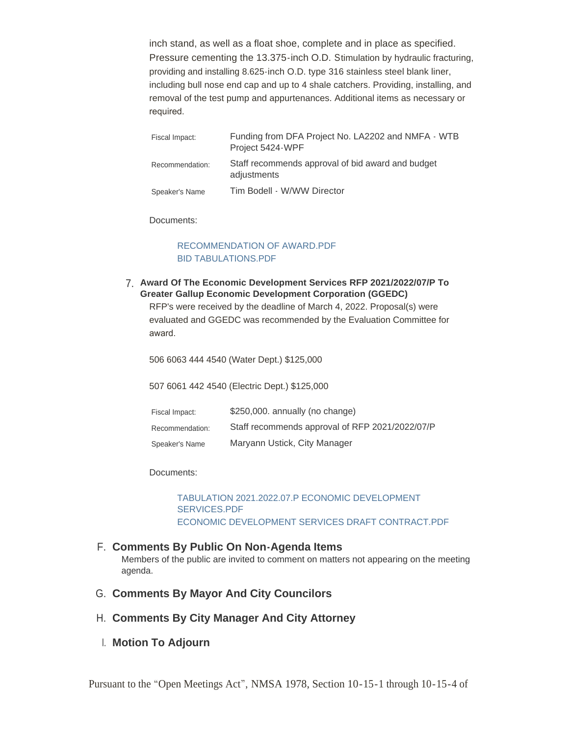inch stand, as well as a float shoe, complete and in place as specified. Pressure cementing the 13.375-inch O.D. Stimulation by hydraulic fracturing, providing and installing 8.625-inch O.D. type 316 stainless steel blank liner, including bull nose end cap and up to 4 shale catchers. Providing, installing, and removal of the test pump and appurtenances. Additional items as necessary or required.

| | |
|---|---|
| Fiscal Impact: | Funding from DFA Project No. LA2202 and NMFA - WTB Project 5424-WPF |
| Recommendation: | Staff recommends approval of bid award and budget adjustments |
| Speaker's Name | Tim Bodell - W/WW Director |

Documents:

RECOMMENDATION OF AWARD.PDF
BID TABULATIONS.PDF

7. **Award Of The Economic Development Services RFP 2021/2022/07/P To Greater Gallup Economic Development Corporation (GGEDC)**

RFP's were received by the deadline of March 4, 2022. Proposal(s) were evaluated and GGEDC was recommended by the Evaluation Committee for award.

506 6063 444 4540 (Water Dept.) $125,000

507 6061 442 4540 (Electric Dept.) $125,000

| | |
|---|---|
| Fiscal Impact: | $250,000. annually (no change) |
| Recommendation: | Staff recommends approval of RFP 2021/2022/07/P |
| Speaker's Name | Maryann Ustick, City Manager |

Documents:

TABULATION 2021.2022.07.P ECONOMIC DEVELOPMENT SERVICES.PDF
ECONOMIC DEVELOPMENT SERVICES DRAFT CONTRACT.PDF

## F. Comments By Public On Non-Agenda Items

Members of the public are invited to comment on matters not appearing on the meeting agenda.

## G. Comments By Mayor And City Councilors

## H. Comments By City Manager And City Attorney

## I. Motion To Adjourn

Pursuant to the "Open Meetings Act", NMSA 1978, Section 10-15-1 through 10-15-4 of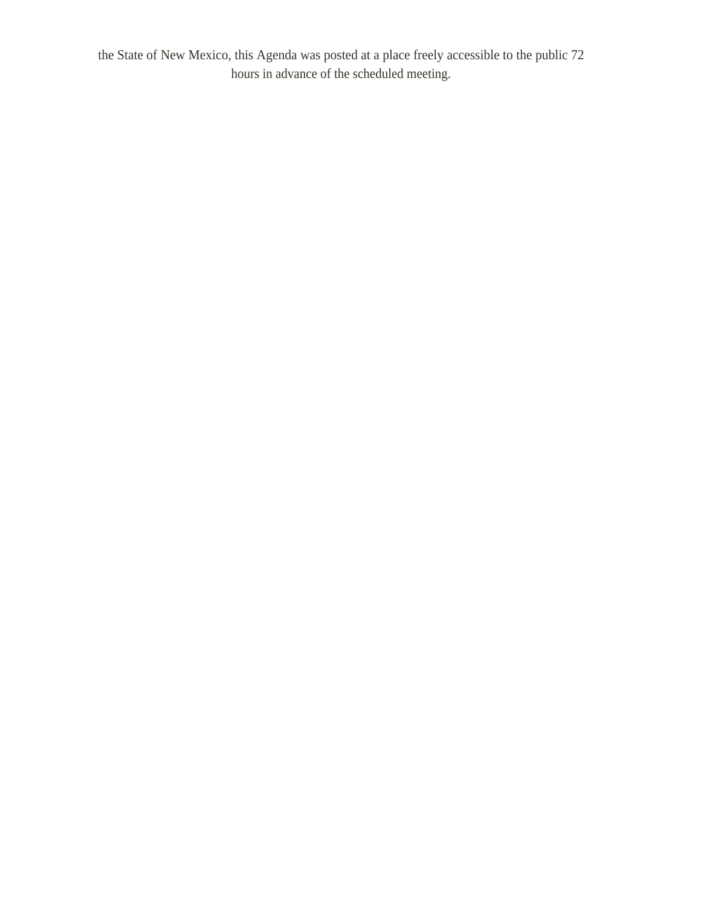the State of New Mexico, this Agenda was posted at a place freely accessible to the public 72 hours in advance of the scheduled meeting.